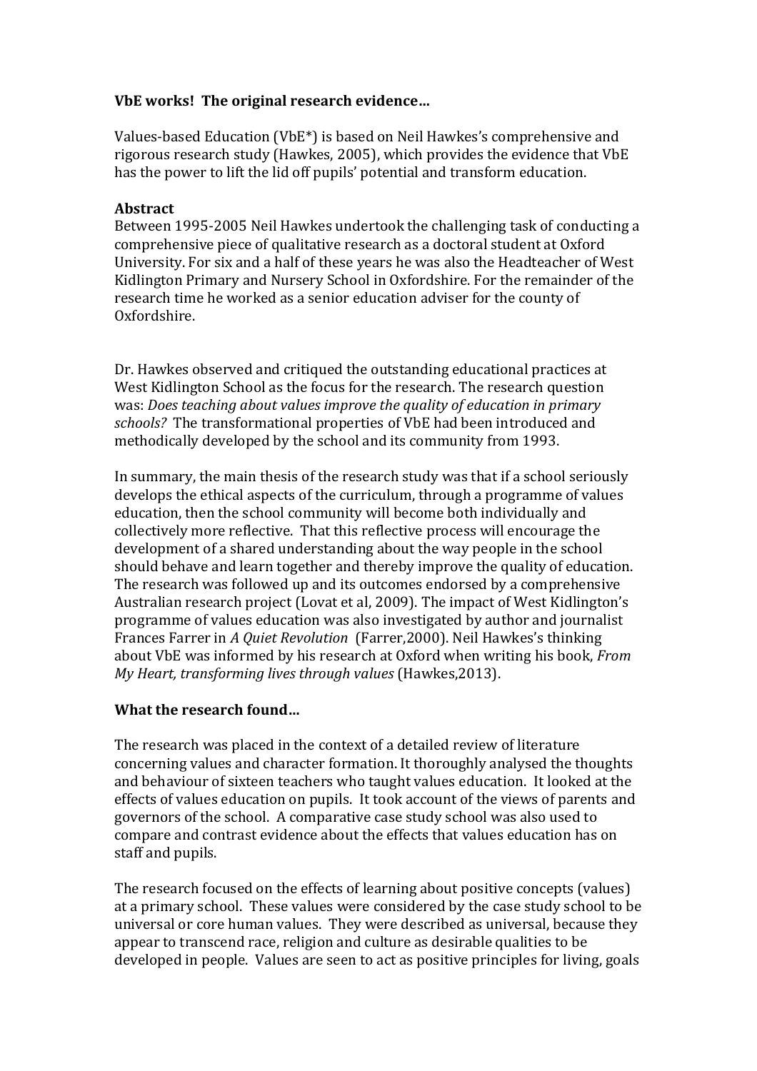**VbE works! The original research evidence…**

Values-based Education (VbE*) is based on Neil Hawkes's comprehensive and rigorous research study (Hawkes, 2005), which provides the evidence that VbE has the power to lift the lid off pupils' potential and transform education.

**Abstract**

Between 1995-2005 Neil Hawkes undertook the challenging task of conducting a comprehensive piece of qualitative research as a doctoral student at Oxford University. For six and a half of these years he was also the Headteacher of West Kidlington Primary and Nursery School in Oxfordshire. For the remainder of the research time he worked as a senior education adviser for the county of Oxfordshire.

Dr. Hawkes observed and critiqued the outstanding educational practices at West Kidlington School as the focus for the research. The research question was: *Does teaching about values improve the quality of education in primary schools?* The transformational properties of VbE had been introduced and methodically developed by the school and its community from 1993.

In summary, the main thesis of the research study was that if a school seriously develops the ethical aspects of the curriculum, through a programme of values education, then the school community will become both individually and collectively more reflective. That this reflective process will encourage the development of a shared understanding about the way people in the school should behave and learn together and thereby improve the quality of education. The research was followed up and its outcomes endorsed by a comprehensive Australian research project (Lovat et al, 2009). The impact of West Kidlington's programme of values education was also investigated by author and journalist Frances Farrer in *A Quiet Revolution* (Farrer,2000). Neil Hawkes's thinking about VbE was informed by his research at Oxford when writing his book, *From My Heart, transforming lives through values* (Hawkes,2013).

**What the research found…**

The research was placed in the context of a detailed review of literature concerning values and character formation. It thoroughly analysed the thoughts and behaviour of sixteen teachers who taught values education. It looked at the effects of values education on pupils. It took account of the views of parents and governors of the school. A comparative case study school was also used to compare and contrast evidence about the effects that values education has on staff and pupils.

The research focused on the effects of learning about positive concepts (values) at a primary school. These values were considered by the case study school to be universal or core human values. They were described as universal, because they appear to transcend race, religion and culture as desirable qualities to be developed in people. Values are seen to act as positive principles for living, goals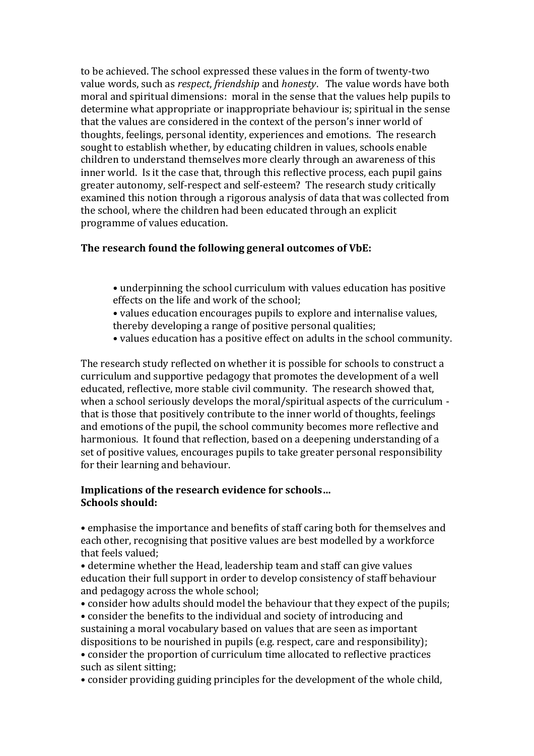to be achieved. The school expressed these values in the form of twenty-two value words, such as *respect*, *friendship* and *honesty*. The value words have both moral and spiritual dimensions: moral in the sense that the values help pupils to determine what appropriate or inappropriate behaviour is; spiritual in the sense that the values are considered in the context of the person's inner world of thoughts, feelings, personal identity, experiences and emotions. The research sought to establish whether, by educating children in values, schools enable children to understand themselves more clearly through an awareness of this inner world. Is it the case that, through this reflective process, each pupil gains greater autonomy, self-respect and self-esteem? The research study critically examined this notion through a rigorous analysis of data that was collected from the school, where the children had been educated through an explicit programme of values education.

**The research found the following general outcomes of VbE:**

- underpinning the school curriculum with values education has positive effects on the life and work of the school;
- values education encourages pupils to explore and internalise values, thereby developing a range of positive personal qualities;
- values education has a positive effect on adults in the school community.

The research study reflected on whether it is possible for schools to construct a curriculum and supportive pedagogy that promotes the development of a well educated, reflective, more stable civil community. The research showed that, when a school seriously develops the moral/spiritual aspects of the curriculum - that is those that positively contribute to the inner world of thoughts, feelings and emotions of the pupil, the school community becomes more reflective and harmonious. It found that reflection, based on a deepening understanding of a set of positive values, encourages pupils to take greater personal responsibility for their learning and behaviour.

**Implications of the research evidence for schools…**
**Schools should:**

- emphasise the importance and benefits of staff caring both for themselves and each other, recognising that positive values are best modelled by a workforce that feels valued;
- determine whether the Head, leadership team and staff can give values education their full support in order to develop consistency of staff behaviour and pedagogy across the whole school;
- consider how adults should model the behaviour that they expect of the pupils;
- consider the benefits to the individual and society of introducing and sustaining a moral vocabulary based on values that are seen as important dispositions to be nourished in pupils (e.g. respect, care and responsibility);
- consider the proportion of curriculum time allocated to reflective practices such as silent sitting;
- consider providing guiding principles for the development of the whole child,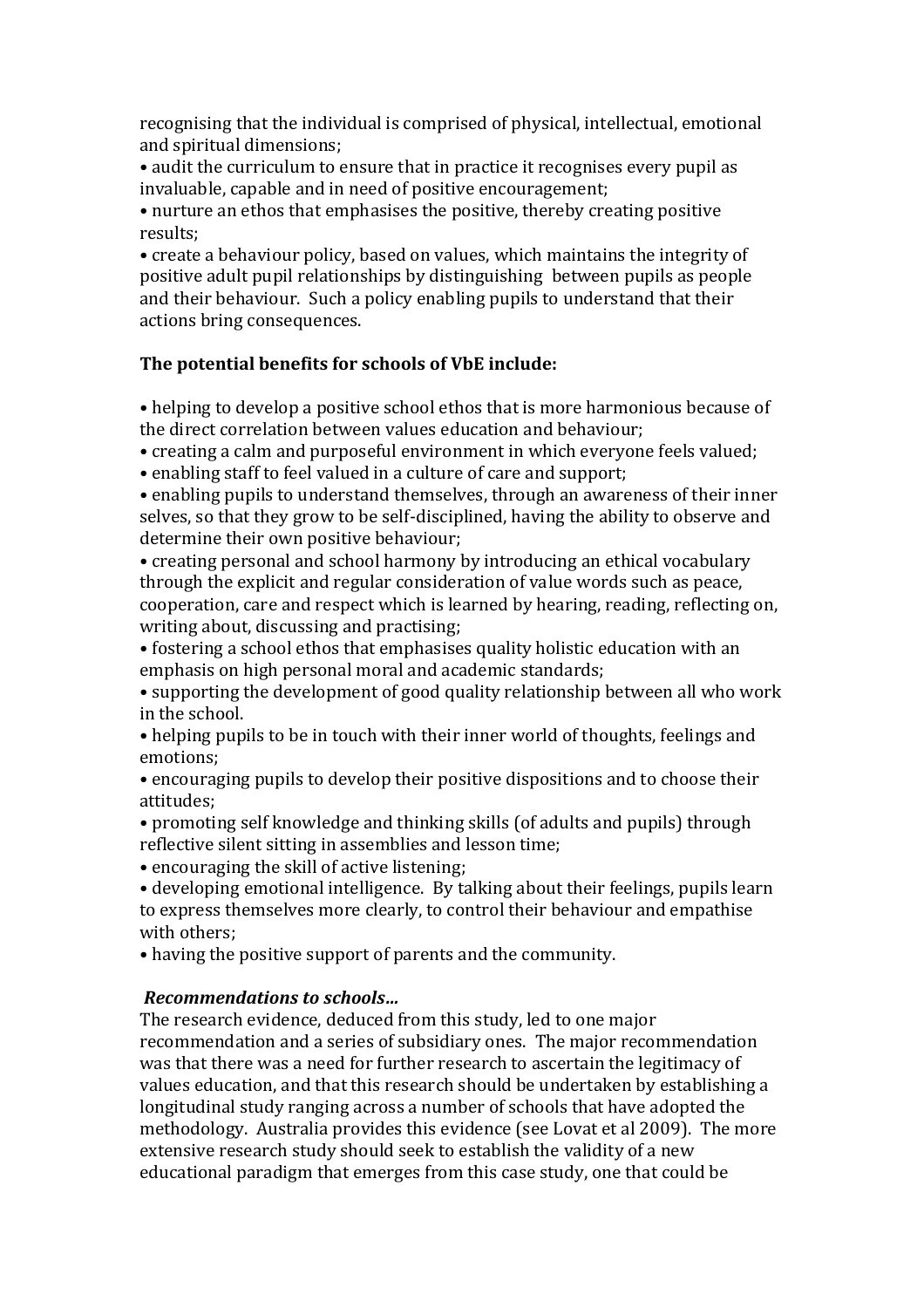recognising that the individual is comprised of physical, intellectual, emotional and spiritual dimensions;

- audit the curriculum to ensure that in practice it recognises every pupil as invaluable, capable and in need of positive encouragement;
- nurture an ethos that emphasises the positive, thereby creating positive results;
- create a behaviour policy, based on values, which maintains the integrity of positive adult pupil relationships by distinguishing between pupils as people and their behaviour. Such a policy enabling pupils to understand that their actions bring consequences.

**The potential benefits for schools of VbE include:**

- helping to develop a positive school ethos that is more harmonious because of the direct correlation between values education and behaviour;
- creating a calm and purposeful environment in which everyone feels valued;
- enabling staff to feel valued in a culture of care and support;
- enabling pupils to understand themselves, through an awareness of their inner selves, so that they grow to be self-disciplined, having the ability to observe and determine their own positive behaviour;
- creating personal and school harmony by introducing an ethical vocabulary through the explicit and regular consideration of value words such as peace, cooperation, care and respect which is learned by hearing, reading, reflecting on, writing about, discussing and practising;
- fostering a school ethos that emphasises quality holistic education with an emphasis on high personal moral and academic standards;
- supporting the development of good quality relationship between all who work in the school.
- helping pupils to be in touch with their inner world of thoughts, feelings and emotions;
- encouraging pupils to develop their positive dispositions and to choose their attitudes;
- promoting self knowledge and thinking skills (of adults and pupils) through reflective silent sitting in assemblies and lesson time;
- encouraging the skill of active listening;
- developing emotional intelligence. By talking about their feelings, pupils learn to express themselves more clearly, to control their behaviour and empathise with others;
- having the positive support of parents and the community.

***Recommendations to schools…***

The research evidence, deduced from this study, led to one major recommendation and a series of subsidiary ones. The major recommendation was that there was a need for further research to ascertain the legitimacy of values education, and that this research should be undertaken by establishing a longitudinal study ranging across a number of schools that have adopted the methodology. Australia provides this evidence (see Lovat et al 2009). The more extensive research study should seek to establish the validity of a new educational paradigm that emerges from this case study, one that could be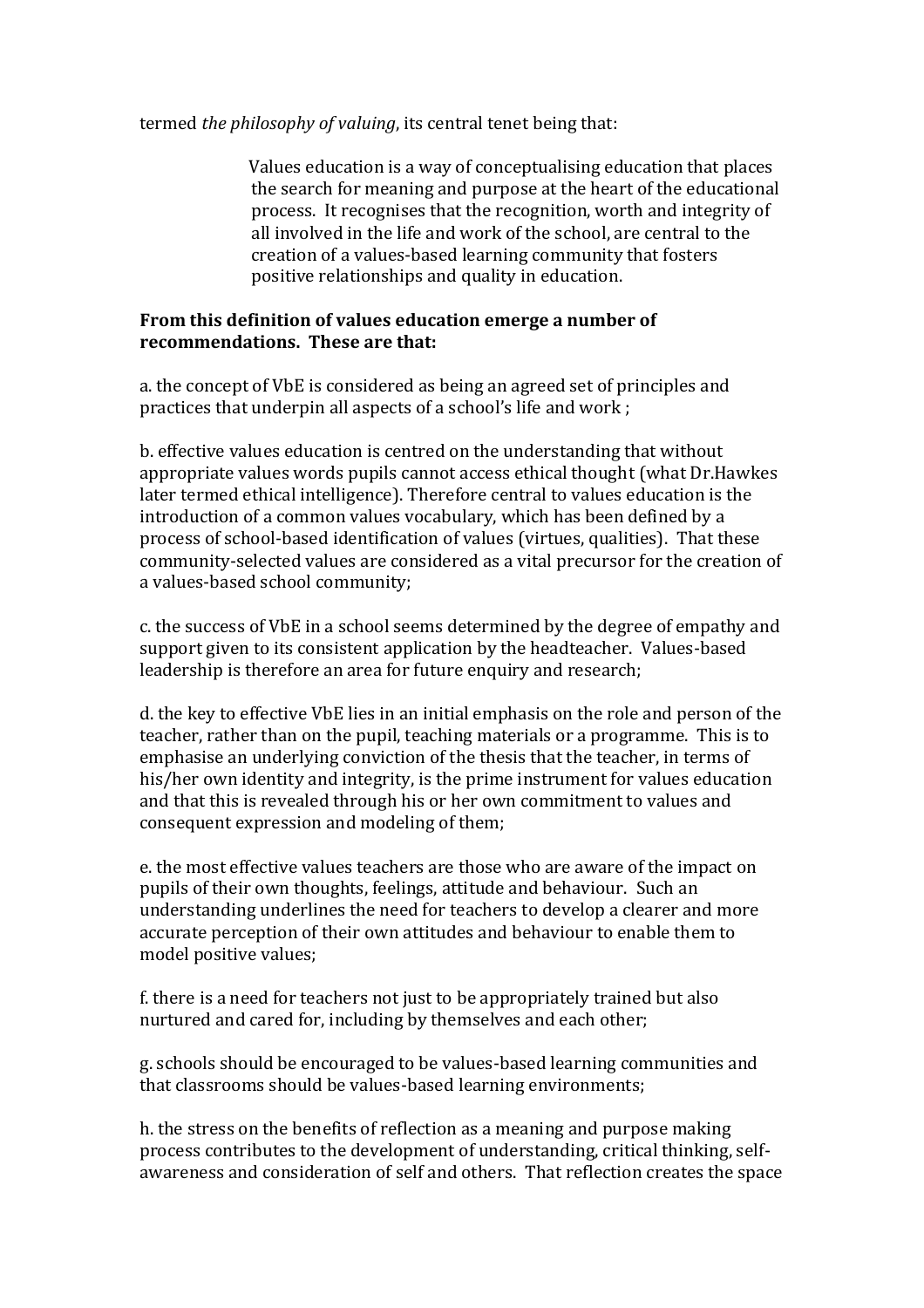termed *the philosophy of valuing*, its central tenet being that:

> Values education is a way of conceptualising education that places the search for meaning and purpose at the heart of the educational process. It recognises that the recognition, worth and integrity of all involved in the life and work of the school, are central to the creation of a values-based learning community that fosters positive relationships and quality in education.

**From this definition of values education emerge a number of recommendations. These are that:**

a. the concept of VbE is considered as being an agreed set of principles and practices that underpin all aspects of a school's life and work ;

b. effective values education is centred on the understanding that without appropriate values words pupils cannot access ethical thought (what Dr.Hawkes later termed ethical intelligence). Therefore central to values education is the introduction of a common values vocabulary, which has been defined by a process of school-based identification of values (virtues, qualities). That these community-selected values are considered as a vital precursor for the creation of a values-based school community;

c. the success of VbE in a school seems determined by the degree of empathy and support given to its consistent application by the headteacher. Values-based leadership is therefore an area for future enquiry and research;

d. the key to effective VbE lies in an initial emphasis on the role and person of the teacher, rather than on the pupil, teaching materials or a programme. This is to emphasise an underlying conviction of the thesis that the teacher, in terms of his/her own identity and integrity, is the prime instrument for values education and that this is revealed through his or her own commitment to values and consequent expression and modeling of them;

e. the most effective values teachers are those who are aware of the impact on pupils of their own thoughts, feelings, attitude and behaviour. Such an understanding underlines the need for teachers to develop a clearer and more accurate perception of their own attitudes and behaviour to enable them to model positive values;

f. there is a need for teachers not just to be appropriately trained but also nurtured and cared for, including by themselves and each other;

g. schools should be encouraged to be values-based learning communities and that classrooms should be values-based learning environments;

h. the stress on the benefits of reflection as a meaning and purpose making process contributes to the development of understanding, critical thinking, self-awareness and consideration of self and others. That reflection creates the space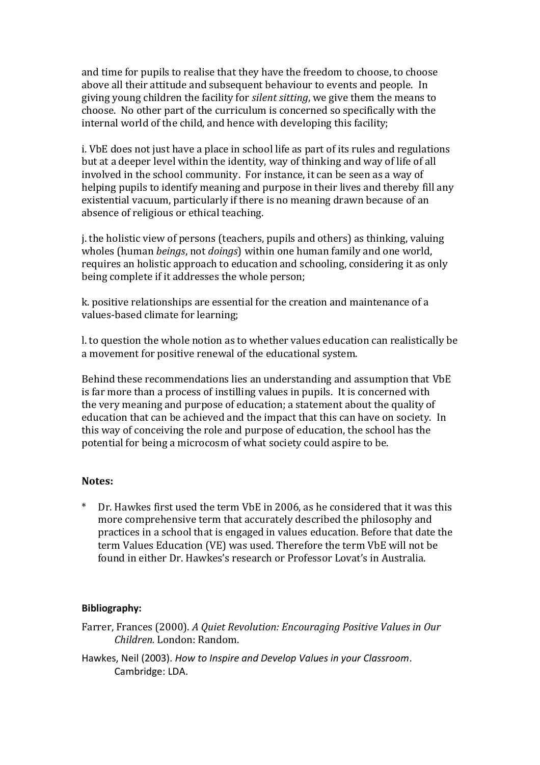and time for pupils to realise that they have the freedom to choose, to choose above all their attitude and subsequent behaviour to events and people. In giving young children the facility for *silent sitting*, we give them the means to choose. No other part of the curriculum is concerned so specifically with the internal world of the child, and hence with developing this facility;

i. VbE does not just have a place in school life as part of its rules and regulations but at a deeper level within the identity, way of thinking and way of life of all involved in the school community. For instance, it can be seen as a way of helping pupils to identify meaning and purpose in their lives and thereby fill any existential vacuum, particularly if there is no meaning drawn because of an absence of religious or ethical teaching.

j. the holistic view of persons (teachers, pupils and others) as thinking, valuing wholes (human *beings*, not *doings*) within one human family and one world, requires an holistic approach to education and schooling, considering it as only being complete if it addresses the whole person;

k. positive relationships are essential for the creation and maintenance of a values-based climate for learning;

l. to question the whole notion as to whether values education can realistically be a movement for positive renewal of the educational system.

Behind these recommendations lies an understanding and assumption that VbE is far more than a process of instilling values in pupils. It is concerned with the very meaning and purpose of education; a statement about the quality of education that can be achieved and the impact that this can have on society. In this way of conceiving the role and purpose of education, the school has the potential for being a microcosm of what society could aspire to be.

**Notes:**

\* Dr. Hawkes first used the term VbE in 2006, as he considered that it was this more comprehensive term that accurately described the philosophy and practices in a school that is engaged in values education. Before that date the term Values Education (VE) was used. Therefore the term VbE will not be found in either Dr. Hawkes's research or Professor Lovat's in Australia.

**Bibliography:**

Farrer, Frances (2000). *A Quiet Revolution: Encouraging Positive Values in Our Children.* London: Random.

Hawkes, Neil (2003). *How to Inspire and Develop Values in your Classroom*. Cambridge: LDA.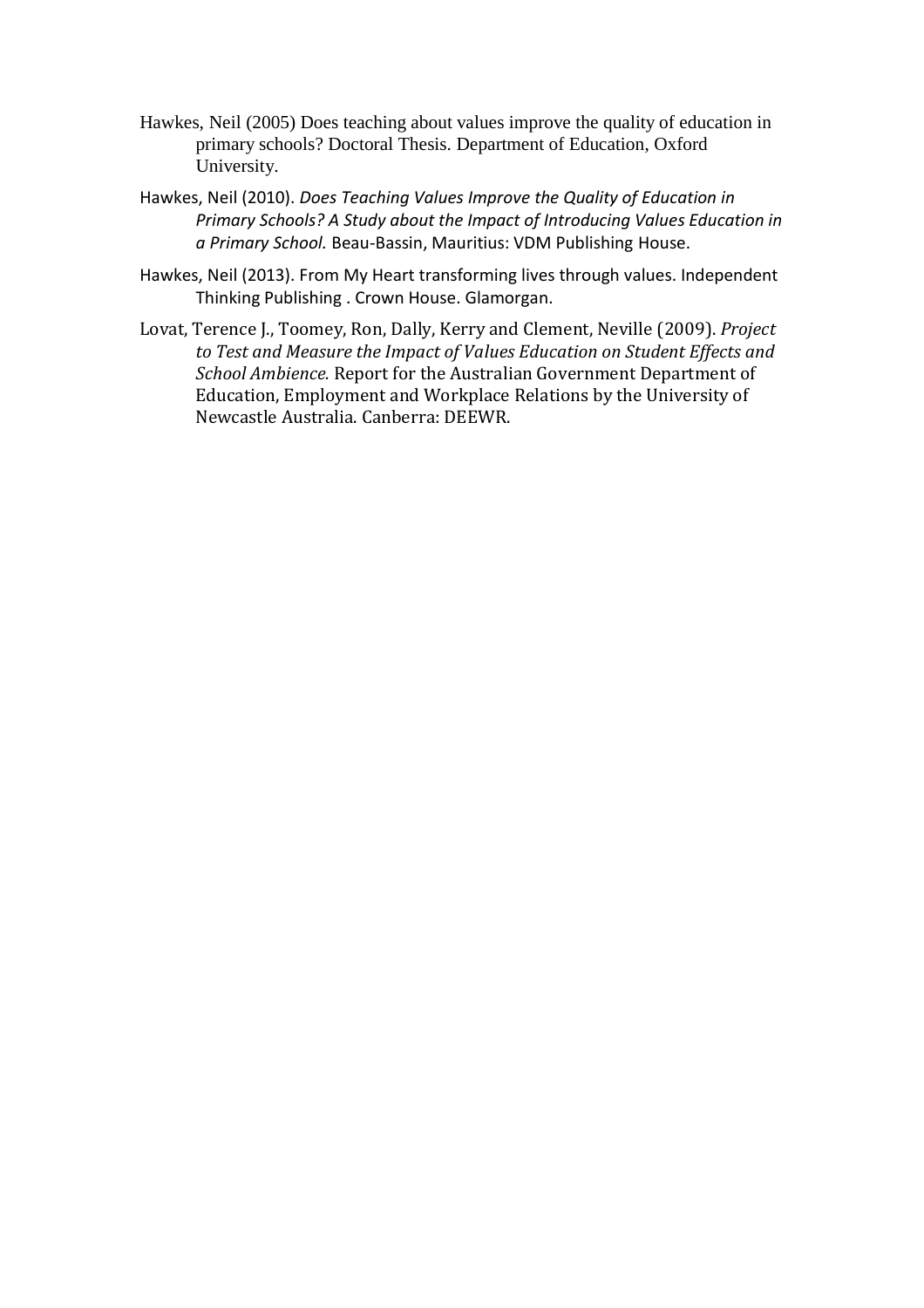Hawkes, Neil (2005) Does teaching about values improve the quality of education in primary schools? Doctoral Thesis. Department of Education, Oxford University.

Hawkes, Neil (2010). *Does Teaching Values Improve the Quality of Education in Primary Schools? A Study about the Impact of Introducing Values Education in a Primary School.* Beau-Bassin, Mauritius: VDM Publishing House.

Hawkes, Neil (2013). From My Heart transforming lives through values. Independent Thinking Publishing . Crown House. Glamorgan.

Lovat, Terence J., Toomey, Ron, Dally, Kerry and Clement, Neville (2009). *Project to Test and Measure the Impact of Values Education on Student Effects and School Ambience.* Report for the Australian Government Department of Education, Employment and Workplace Relations by the University of Newcastle Australia. Canberra: DEEWR.